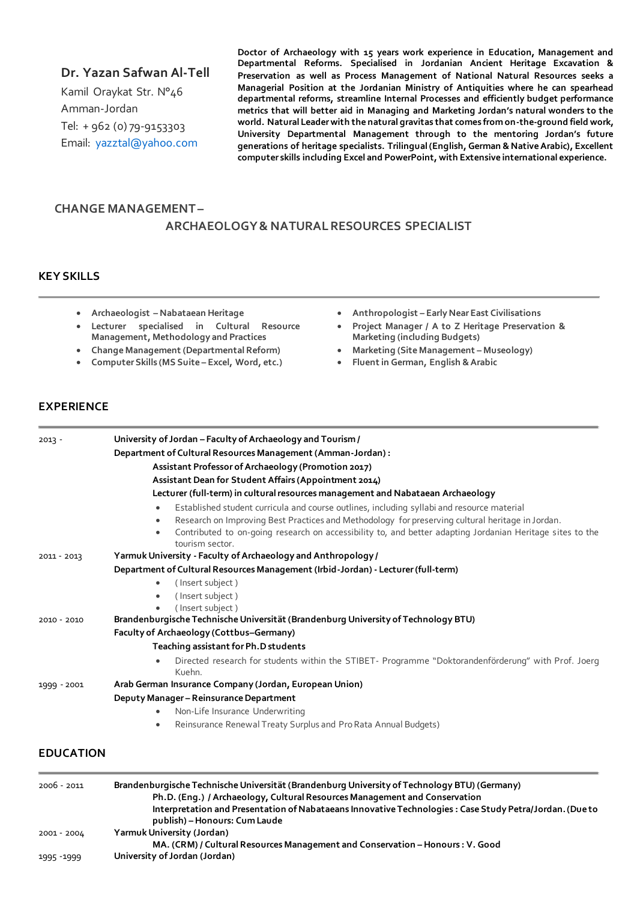**Dr. Yazan Safwan Al-Tell**
Kamil Oraykat Str. N°46
Amman-Jordan
Tel: + 962 (0) 79-9153303
Email: yazztal@yahoo.com

**Doctor of Archaeology with 15 years work experience in Education, Management and Departmental Reforms. Specialised in Jordanian Ancient Heritage Excavation & Preservation as well as Process Management of National Natural Resources seeks a Managerial Position at the Jordanian Ministry of Antiquities where he can spearhead departmental reforms, streamline Internal Processes and efficiently budget performance metrics that will better aid in Managing and Marketing Jordan's natural wonders to the world. Natural Leader with the natural gravitas that comes from on-the-ground field work, University Departmental Management through to the mentoring Jordan's future generations of heritage specialists. Trilingual (English, German & Native Arabic), Excellent computer skills including Excel and PowerPoint, with Extensive international experience.**

## CHANGE MANAGEMENT – ARCHAEOLOGY & NATURAL RESOURCES SPECIALIST

## KEY SKILLS

- Archaeologist – Nabataean Heritage
- Lecturer specialised in Cultural Resource Management, Methodology and Practices
- Change Management (Departmental Reform)
- Computer Skills (MS Suite – Excel, Word, etc.)
- Anthropologist – Early Near East Civilisations
- Project Manager / A to Z Heritage Preservation & Marketing (including Budgets)
- Marketing (Site Management – Museology)
- Fluent in German, English & Arabic

## EXPERIENCE

**2013 -**
**University of Jordan – Faculty of Archaeology and Tourism / Department of Cultural Resources Management (Amman-Jordan) :**
**Assistant Professor of Archaeology (Promotion 2017)**
**Assistant Dean for Student Affairs (Appointment 2014)**
**Lecturer (full-term) in cultural resources management and Nabataean Archaeology**

- Established student curricula and course outlines, including syllabi and resource material
- Research on Improving Best Practices and Methodology for preserving cultural heritage in Jordan.
- Contributed to on-going research on accessibility to, and better adapting Jordanian Heritage sites to the tourism sector.

**2011 - 2013**
**Yarmuk University - Faculty of Archaeology and Anthropology / Department of Cultural Resources Management (Irbid-Jordan) - Lecturer (full-term)**

- ( Insert subject )
- ( Insert subject )
- ( Insert subject )

**2010 - 2010**
**Brandenburgische Technische Universität (Brandenburg University of Technology BTU) Faculty of Archaeology (Cottbus–Germany)**
**Teaching assistant for Ph.D students**

- Directed research for students within the STIBET- Programme "Doktorandenförderung" with Prof. Joerg Kuehn.

**1999 - 2001**
**Arab German Insurance Company (Jordan, European Union)**
**Deputy Manager – Reinsurance Department**

- Non-Life Insurance Underwriting
- Reinsurance Renewal Treaty Surplus and Pro Rata Annual Budgets)

## EDUCATION

**2006 - 2011**
**Brandenburgische Technische Universität (Brandenburg University of Technology BTU) (Germany)**
**Ph.D. (Eng.) / Archaeology, Cultural Resources Management and Conservation**
**Interpretation and Presentation of Nabataeans Innovative Technologies : Case Study Petra/Jordan. (Due to publish) – Honours: Cum Laude**

**2001 - 2004**
**Yarmuk University (Jordan)**
**MA. (CRM) / Cultural Resources Management and Conservation – Honours : V. Good**

**1995 -1999**
**University of Jordan (Jordan)**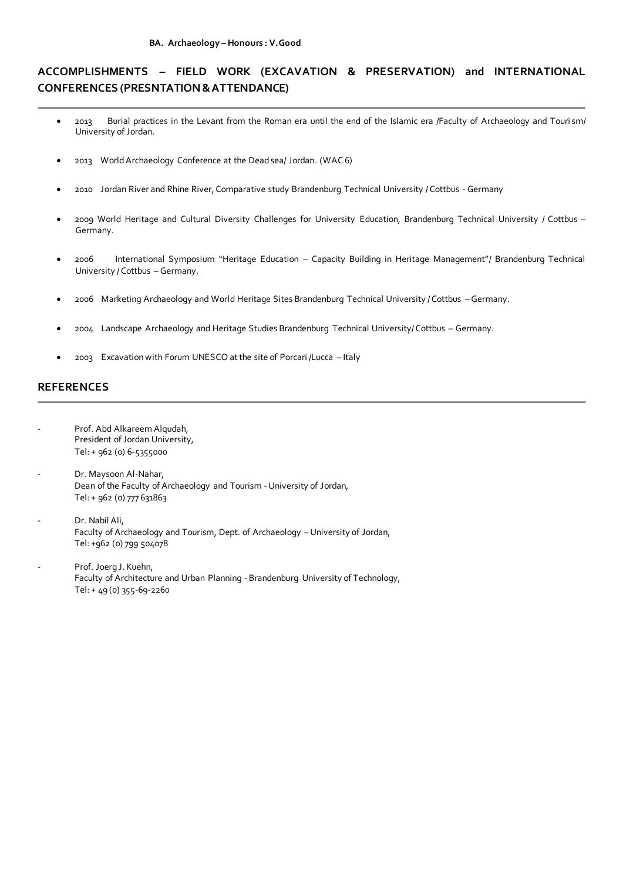**BA. Archaeology – Honours : V.Good**

## ACCOMPLISHMENTS – FIELD WORK (EXCAVATION & PRESERVATION) and INTERNATIONAL CONFERENCES (PRESNTATION & ATTENDANCE)

- 2013 Burial practices in the Levant from the Roman era until the end of the Islamic era /Faculty of Archaeology and Touri sm/ University of Jordan.
- 2013 World Archaeology Conference at the Dead sea/ Jordan. (WAC 6)
- 2010 Jordan River and Rhine River, Comparative study Brandenburg Technical University / Cottbus - Germany
- 2009 World Heritage and Cultural Diversity Challenges for University Education, Brandenburg Technical University / Cottbus – Germany.
- 2006 International Symposium "Heritage Education – Capacity Building in Heritage Management"/ Brandenburg Technical University / Cottbus – Germany.
- 2006 Marketing Archaeology and World Heritage Sites Brandenburg Technical University / Cottbus – Germany.
- 2004 Landscape Archaeology and Heritage Studies Brandenburg Technical University/ Cottbus – Germany.
- 2003 Excavation with Forum UNESCO at the site of Porcari /Lucca – Italy

## REFERENCES

- Prof. Abd Alkareem Alqudah,
  President of Jordan University,
  Tel: + 962 (0) 6-5355000
- Dr. Maysoon Al-Nahar,
  Dean of the Faculty of Archaeology and Tourism - University of Jordan,
  Tel: + 962 (0) 777 631863
- Dr. Nabil Ali,
  Faculty of Archaeology and Tourism, Dept. of Archaeology – University of Jordan,
  Tel: +962 (0) 799 504078
- Prof. Joerg J. Kuehn,
  Faculty of Architecture and Urban Planning - Brandenburg University of Technology,
  Tel: + 49 (0) 355-69-2260